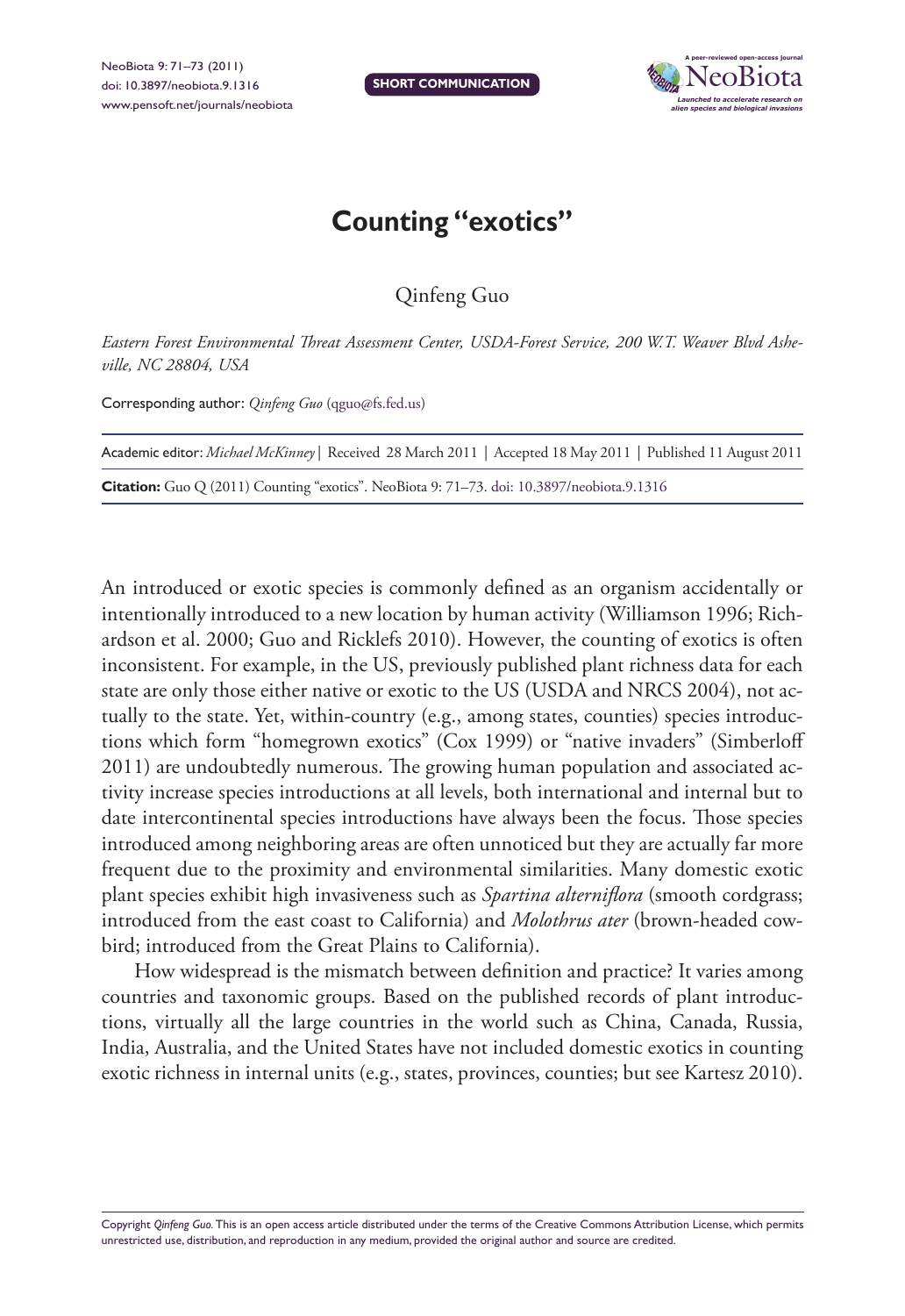SHORT COMMUNICATION

# Counting "exotics"

Qinfeng Guo

*Eastern Forest Environmental Threat Assessment Center, USDA-Forest Service, 200 W.T. Weaver Blvd Asheville, NC 28804, USA*

Corresponding author: *Qinfeng Guo* (qguo@fs.fed.us)

Academic editor: *Michael McKinney* | Received 28 March 2011 | Accepted 18 May 2011 | Published 11 August 2011

**Citation:** Guo Q (2011) Counting "exotics". NeoBiota 9: 71–73. doi: 10.3897/neobiota.9.1316

An introduced or exotic species is commonly defined as an organism accidentally or intentionally introduced to a new location by human activity (Williamson 1996; Richardson et al. 2000; Guo and Ricklefs 2010). However, the counting of exotics is often inconsistent. For example, in the US, previously published plant richness data for each state are only those either native or exotic to the US (USDA and NRCS 2004), not actually to the state. Yet, within-country (e.g., among states, counties) species introductions which form "homegrown exotics" (Cox 1999) or "native invaders" (Simberloff 2011) are undoubtedly numerous. The growing human population and associated activity increase species introductions at all levels, both international and internal but to date intercontinental species introductions have always been the focus. Those species introduced among neighboring areas are often unnoticed but they are actually far more frequent due to the proximity and environmental similarities. Many domestic exotic plant species exhibit high invasiveness such as *Spartina alterniflora* (smooth cordgrass; introduced from the east coast to California) and *Molothrus ater* (brown-headed cowbird; introduced from the Great Plains to California).

How widespread is the mismatch between definition and practice? It varies among countries and taxonomic groups. Based on the published records of plant introductions, virtually all the large countries in the world such as China, Canada, Russia, India, Australia, and the United States have not included domestic exotics in counting exotic richness in internal units (e.g., states, provinces, counties; but see Kartesz 2010).

Copyright *Qinfeng Guo.* This is an open access article distributed under the terms of the Creative Commons Attribution License, which permits unrestricted use, distribution, and reproduction in any medium, provided the original author and source are credited.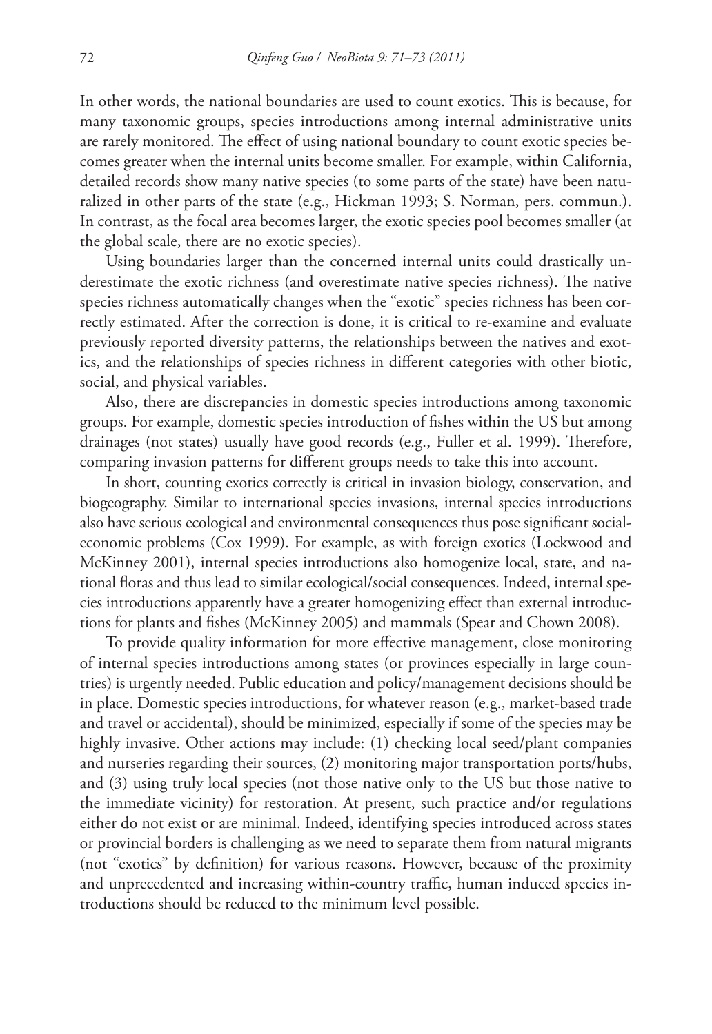In other words, the national boundaries are used to count exotics. This is because, for many taxonomic groups, species introductions among internal administrative units are rarely monitored. The effect of using national boundary to count exotic species becomes greater when the internal units become smaller. For example, within California, detailed records show many native species (to some parts of the state) have been naturalized in other parts of the state (e.g., Hickman 1993; S. Norman, pers. commun.). In contrast, as the focal area becomes larger, the exotic species pool becomes smaller (at the global scale, there are no exotic species).

Using boundaries larger than the concerned internal units could drastically underestimate the exotic richness (and overestimate native species richness). The native species richness automatically changes when the "exotic" species richness has been correctly estimated. After the correction is done, it is critical to re-examine and evaluate previously reported diversity patterns, the relationships between the natives and exotics, and the relationships of species richness in different categories with other biotic, social, and physical variables.

Also, there are discrepancies in domestic species introductions among taxonomic groups. For example, domestic species introduction of fishes within the US but among drainages (not states) usually have good records (e.g., Fuller et al. 1999). Therefore, comparing invasion patterns for different groups needs to take this into account.

In short, counting exotics correctly is critical in invasion biology, conservation, and biogeography. Similar to international species invasions, internal species introductions also have serious ecological and environmental consequences thus pose significant social-economic problems (Cox 1999). For example, as with foreign exotics (Lockwood and McKinney 2001), internal species introductions also homogenize local, state, and national floras and thus lead to similar ecological/social consequences. Indeed, internal species introductions apparently have a greater homogenizing effect than external introductions for plants and fishes (McKinney 2005) and mammals (Spear and Chown 2008).

To provide quality information for more effective management, close monitoring of internal species introductions among states (or provinces especially in large countries) is urgently needed. Public education and policy/management decisions should be in place. Domestic species introductions, for whatever reason (e.g., market-based trade and travel or accidental), should be minimized, especially if some of the species may be highly invasive. Other actions may include: (1) checking local seed/plant companies and nurseries regarding their sources, (2) monitoring major transportation ports/hubs, and (3) using truly local species (not those native only to the US but those native to the immediate vicinity) for restoration. At present, such practice and/or regulations either do not exist or are minimal. Indeed, identifying species introduced across states or provincial borders is challenging as we need to separate them from natural migrants (not "exotics" by definition) for various reasons. However, because of the proximity and unprecedented and increasing within-country traffic, human induced species introductions should be reduced to the minimum level possible.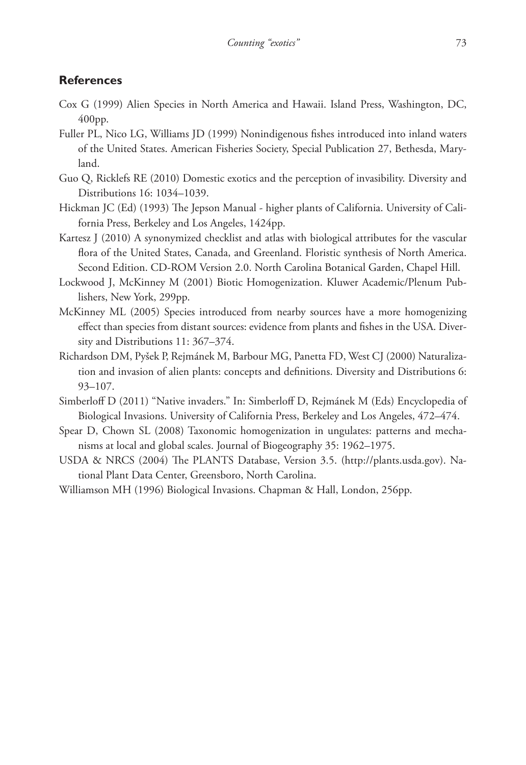## References

Cox G (1999) Alien Species in North America and Hawaii. Island Press, Washington, DC, 400pp.

Fuller PL, Nico LG, Williams JD (1999) Nonindigenous fishes introduced into inland waters of the United States. American Fisheries Society, Special Publication 27, Bethesda, Maryland.

Guo Q, Ricklefs RE (2010) Domestic exotics and the perception of invasibility. Diversity and Distributions 16: 1034–1039.

Hickman JC (Ed) (1993) The Jepson Manual - higher plants of California. University of California Press, Berkeley and Los Angeles, 1424pp.

Kartesz J (2010) A synonymized checklist and atlas with biological attributes for the vascular flora of the United States, Canada, and Greenland. Floristic synthesis of North America. Second Edition. CD-ROM Version 2.0. North Carolina Botanical Garden, Chapel Hill.

Lockwood J, McKinney M (2001) Biotic Homogenization. Kluwer Academic/Plenum Publishers, New York, 299pp.

McKinney ML (2005) Species introduced from nearby sources have a more homogenizing effect than species from distant sources: evidence from plants and fishes in the USA. Diversity and Distributions 11: 367–374.

Richardson DM, Pyšek P, Rejmánek M, Barbour MG, Panetta FD, West CJ (2000) Naturalization and invasion of alien plants: concepts and definitions. Diversity and Distributions 6: 93–107.

Simberloff D (2011) "Native invaders." In: Simberloff D, Rejmánek M (Eds) Encyclopedia of Biological Invasions. University of California Press, Berkeley and Los Angeles, 472–474.

Spear D, Chown SL (2008) Taxonomic homogenization in ungulates: patterns and mechanisms at local and global scales. Journal of Biogeography 35: 1962–1975.

USDA & NRCS (2004) The PLANTS Database, Version 3.5. (http://plants.usda.gov). National Plant Data Center, Greensboro, North Carolina.

Williamson MH (1996) Biological Invasions. Chapman & Hall, London, 256pp.